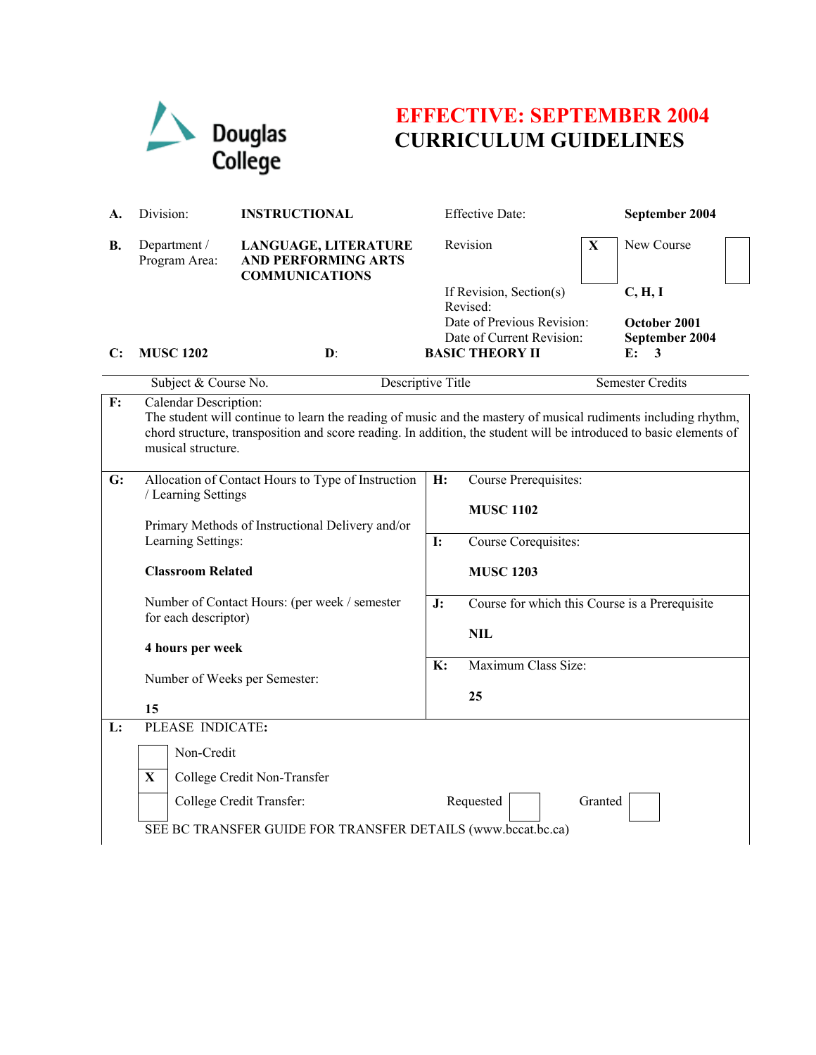Douglas College

# EFFECTIVE: SEPTEMBER 2004
# CURRICULUM GUIDELINES

| | | | | |
|---|---|---|---|---|
| **A.** | Division: | **INSTRUCTIONAL** | Effective Date: | **September 2004** |
| **B.** | Department / Program Area: | **LANGUAGE, LITERATURE AND PERFORMING ARTS COMMUNICATIONS** | Revision **X** | New Course |
| | | | If Revision, Section(s) Revised: | **C, H, I** |
| | | | Date of Previous Revision: | **October 2001** |
| | | | Date of Current Revision: | **September 2004** |

| **C:** | **MUSC 1202** | **D:** | **BASIC THEORY II** | **E: 3** |
|---|---|---|---|---|
| | Subject & Course No. | | Descriptive Title | Semester Credits |

**F:** Calendar Description:
The student will continue to learn the reading of music and the mastery of musical rudiments including rhythm, chord structure, transposition and score reading. In addition, the student will be introduced to basic elements of musical structure.

**G:** Allocation of Contact Hours to Type of Instruction / Learning Settings

Primary Methods of Instructional Delivery and/or Learning Settings:

**Classroom Related**

Number of Contact Hours: (per week / semester for each descriptor)

**4 hours per week**

Number of Weeks per Semester:

**15**

**H:** Course Prerequisites:

**MUSC 1102**

**I:** Course Corequisites:

**MUSC 1203**

**J:** Course for which this Course is a Prerequisite

**NIL**

**K:** Maximum Class Size:

**25**

**L:** PLEASE INDICATE:

- [ ] Non-Credit
- [X] College Credit Non-Transfer
- [ ] College Credit Transfer: Requested [ ] Granted [ ]

SEE BC TRANSFER GUIDE FOR TRANSFER DETAILS (www.bccat.bc.ca)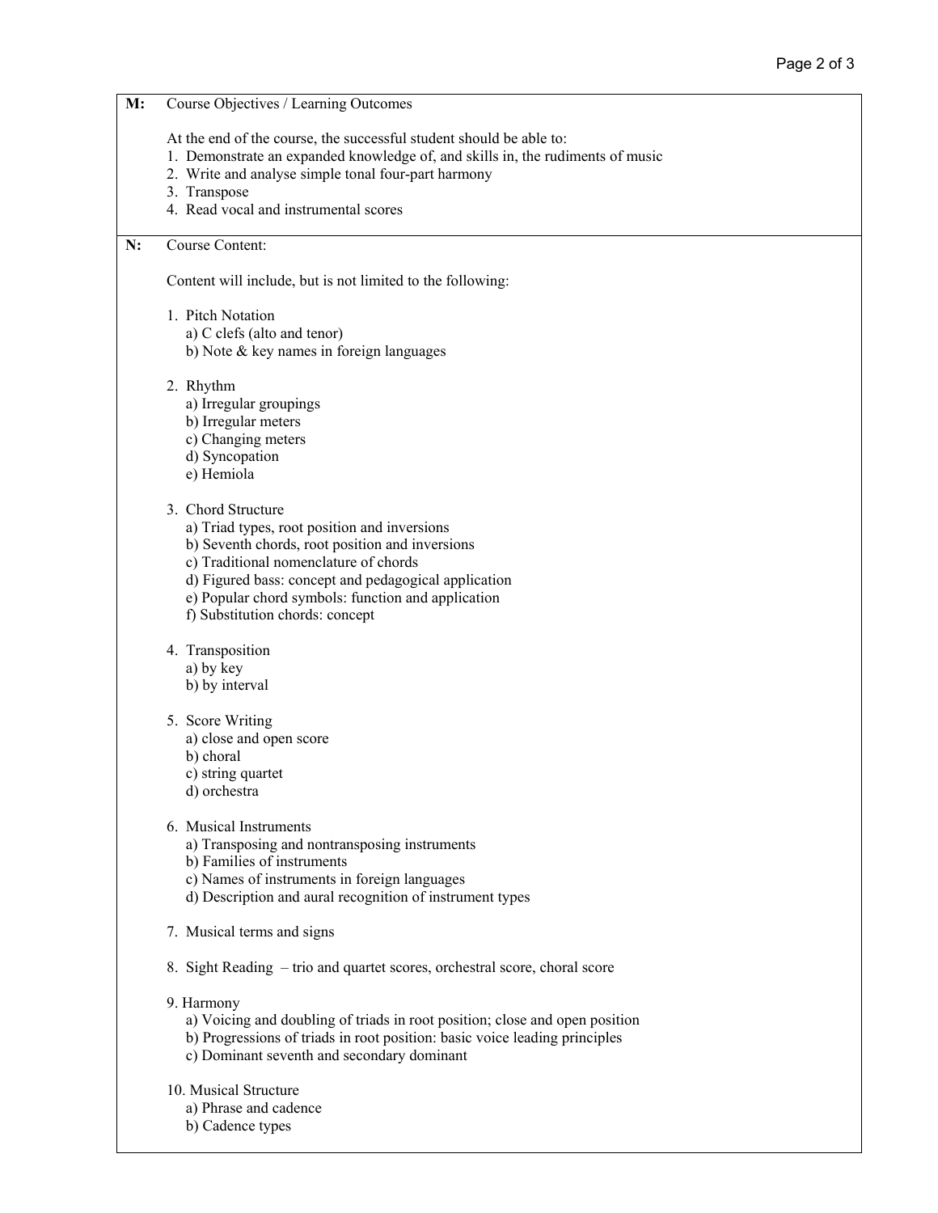**M:** Course Objectives / Learning Outcomes

At the end of the course, the successful student should be able to:

1. Demonstrate an expanded knowledge of, and skills in, the rudiments of music
2. Write and analyse simple tonal four-part harmony
3. Transpose
4. Read vocal and instrumental scores

**N:** Course Content:

Content will include, but is not limited to the following:

1. Pitch Notation
   a) C clefs (alto and tenor)
   b) Note & key names in foreign languages

2. Rhythm
   a) Irregular groupings
   b) Irregular meters
   c) Changing meters
   d) Syncopation
   e) Hemiola

3. Chord Structure
   a) Triad types, root position and inversions
   b) Seventh chords, root position and inversions
   c) Traditional nomenclature of chords
   d) Figured bass: concept and pedagogical application
   e) Popular chord symbols: function and application
   f) Substitution chords: concept

4. Transposition
   a) by key
   b) by interval

5. Score Writing
   a) close and open score
   b) choral
   c) string quartet
   d) orchestra

6. Musical Instruments
   a) Transposing and nontransposing instruments
   b) Families of instruments
   c) Names of instruments in foreign languages
   d) Description and aural recognition of instrument types

7. Musical terms and signs

8. Sight Reading – trio and quartet scores, orchestral score, choral score

9. Harmony
   a) Voicing and doubling of triads in root position; close and open position
   b) Progressions of triads in root position: basic voice leading principles
   c) Dominant seventh and secondary dominant

10. Musical Structure
    a) Phrase and cadence
    b) Cadence types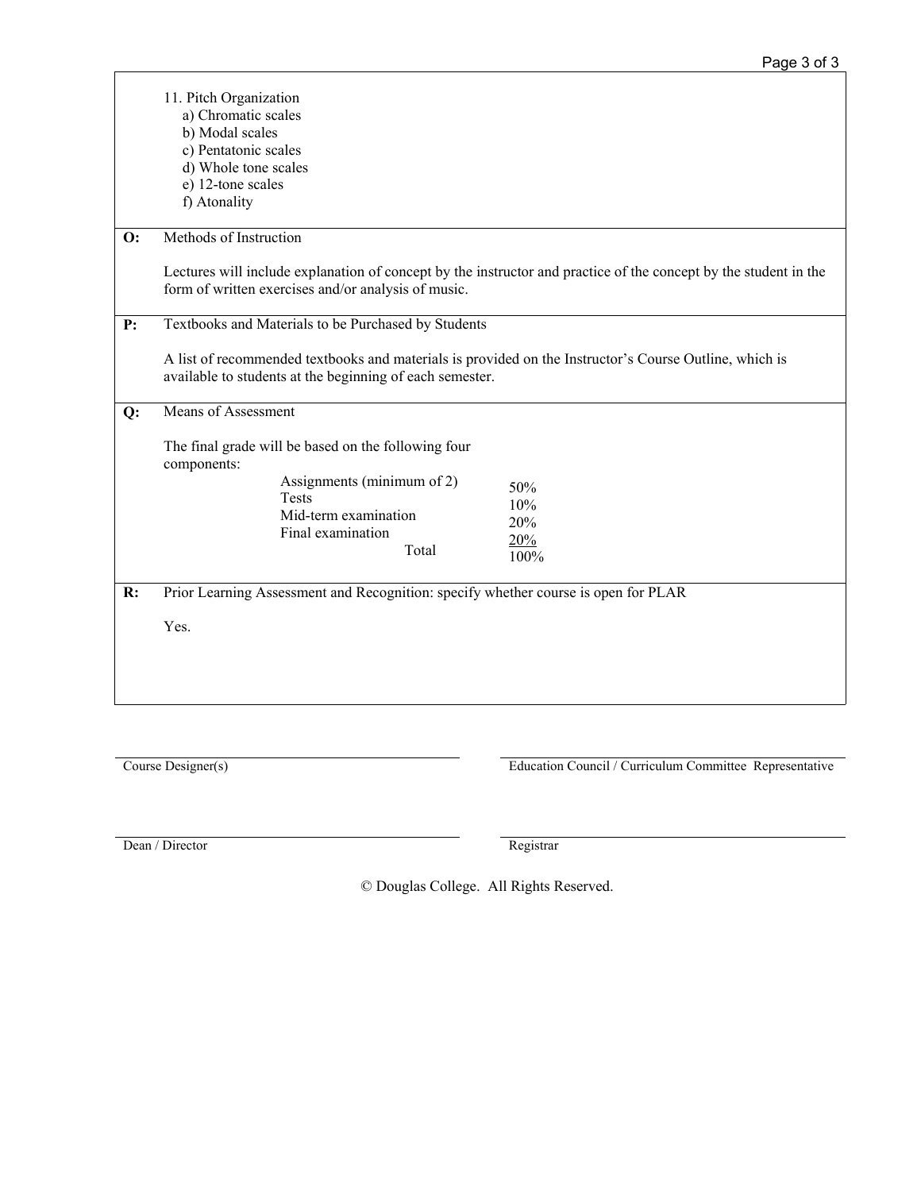11. Pitch Organization
    - a) Chromatic scales
    - b) Modal scales
    - c) Pentatonic scales
    - d) Whole tone scales
    - e) 12-tone scales
    - f) Atonality

**O:** Methods of Instruction

Lectures will include explanation of concept by the instructor and practice of the concept by the student in the form of written exercises and/or analysis of music.

**P:** Textbooks and Materials to be Purchased by Students

A list of recommended textbooks and materials is provided on the Instructor's Course Outline, which is available to students at the beginning of each semester.

**Q:** Means of Assessment

The final grade will be based on the following four components:

| | |
|---|---|
| Assignments (minimum of 2) | 50% |
| Tests | 10% |
| Mid-term examination | 20% |
| Final examination | 20% |
| Total | 100% |

**R:** Prior Learning Assessment and Recognition: specify whether course is open for PLAR

Yes.

Course Designer(s)

Education Council / Curriculum Committee Representative

Dean / Director

Registrar

© Douglas College. All Rights Reserved.